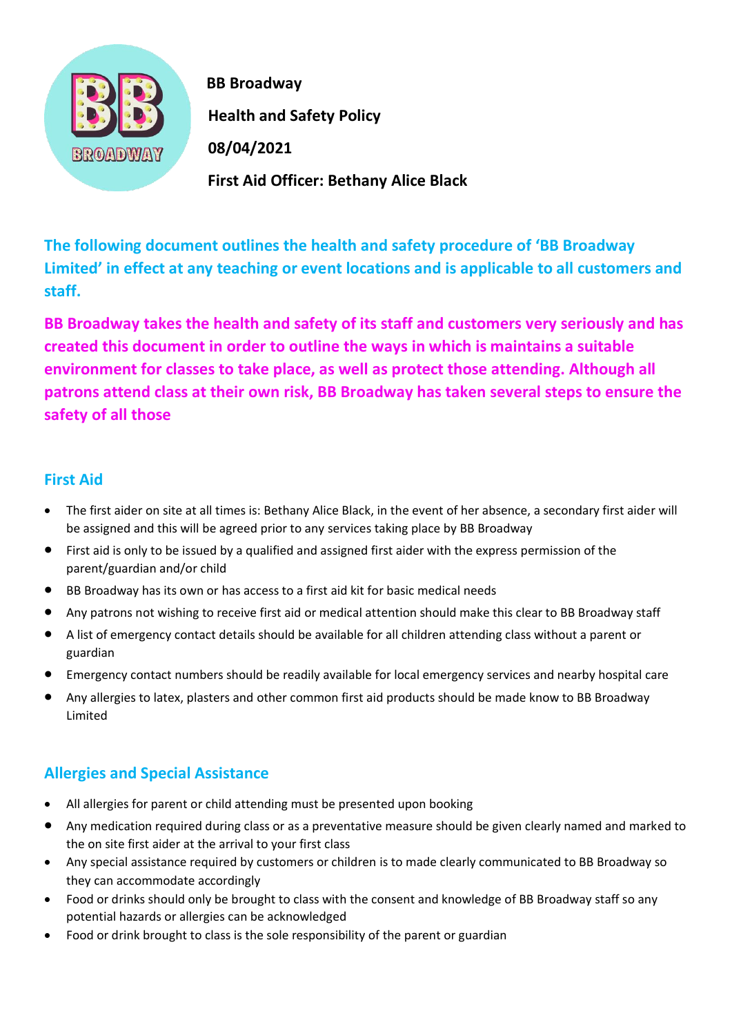**BB Broadway**

**Health and Safety Policy**

**08/04/2021**

**First Aid Officer: Bethany Alice Black**

**The following document outlines the health and safety procedure of 'BB Broadway Limited' in effect at any teaching or event locations and is applicable to all customers and staff.**

**BB Broadway takes the health and safety of its staff and customers very seriously and has created this document in order to outline the ways in which is maintains a suitable environment for classes to take place, as well as protect those attending. Although all patrons attend class at their own risk, BB Broadway has taken several steps to ensure the safety of all those**

## First Aid

- The first aider on site at all times is: Bethany Alice Black, in the event of her absence, a secondary first aider will be assigned and this will be agreed prior to any services taking place by BB Broadway
- First aid is only to be issued by a qualified and assigned first aider with the express permission of the parent/guardian and/or child
- BB Broadway has its own or has access to a first aid kit for basic medical needs
- Any patrons not wishing to receive first aid or medical attention should make this clear to BB Broadway staff
- A list of emergency contact details should be available for all children attending class without a parent or guardian
- Emergency contact numbers should be readily available for local emergency services and nearby hospital care
- Any allergies to latex, plasters and other common first aid products should be made know to BB Broadway Limited

## Allergies and Special Assistance

- All allergies for parent or child attending must be presented upon booking
- Any medication required during class or as a preventative measure should be given clearly named and marked to the on site first aider at the arrival to your first class
- Any special assistance required by customers or children is to made clearly communicated to BB Broadway so they can accommodate accordingly
- Food or drinks should only be brought to class with the consent and knowledge of BB Broadway staff so any potential hazards or allergies can be acknowledged
- Food or drink brought to class is the sole responsibility of the parent or guardian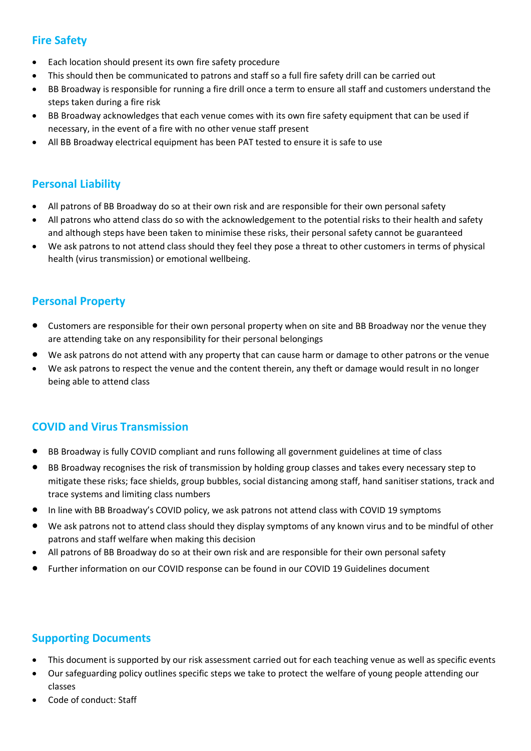## Fire Safety

- Each location should present its own fire safety procedure
- This should then be communicated to patrons and staff so a full fire safety drill can be carried out
- BB Broadway is responsible for running a fire drill once a term to ensure all staff and customers understand the steps taken during a fire risk
- BB Broadway acknowledges that each venue comes with its own fire safety equipment that can be used if necessary, in the event of a fire with no other venue staff present
- All BB Broadway electrical equipment has been PAT tested to ensure it is safe to use

## Personal Liability

- All patrons of BB Broadway do so at their own risk and are responsible for their own personal safety
- All patrons who attend class do so with the acknowledgement to the potential risks to their health and safety and although steps have been taken to minimise these risks, their personal safety cannot be guaranteed
- We ask patrons to not attend class should they feel they pose a threat to other customers in terms of physical health (virus transmission) or emotional wellbeing.

## Personal Property

- Customers are responsible for their own personal property when on site and BB Broadway nor the venue they are attending take on any responsibility for their personal belongings
- We ask patrons do not attend with any property that can cause harm or damage to other patrons or the venue
- We ask patrons to respect the venue and the content therein, any theft or damage would result in no longer being able to attend class

## COVID and Virus Transmission

- BB Broadway is fully COVID compliant and runs following all government guidelines at time of class
- BB Broadway recognises the risk of transmission by holding group classes and takes every necessary step to mitigate these risks; face shields, group bubbles, social distancing among staff, hand sanitiser stations, track and trace systems and limiting class numbers
- In line with BB Broadway's COVID policy, we ask patrons not attend class with COVID 19 symptoms
- We ask patrons not to attend class should they display symptoms of any known virus and to be mindful of other patrons and staff welfare when making this decision
- All patrons of BB Broadway do so at their own risk and are responsible for their own personal safety
- Further information on our COVID response can be found in our COVID 19 Guidelines document

## Supporting Documents

- This document is supported by our risk assessment carried out for each teaching venue as well as specific events
- Our safeguarding policy outlines specific steps we take to protect the welfare of young people attending our classes
- Code of conduct: Staff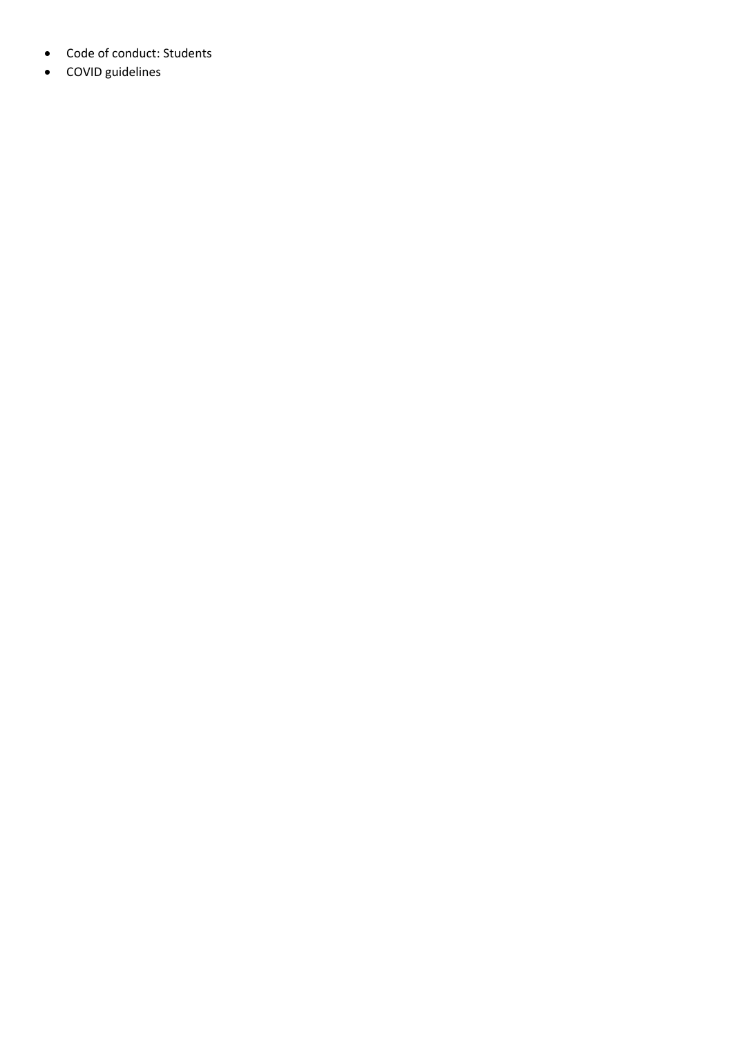- Code of conduct: Students
- COVID guidelines